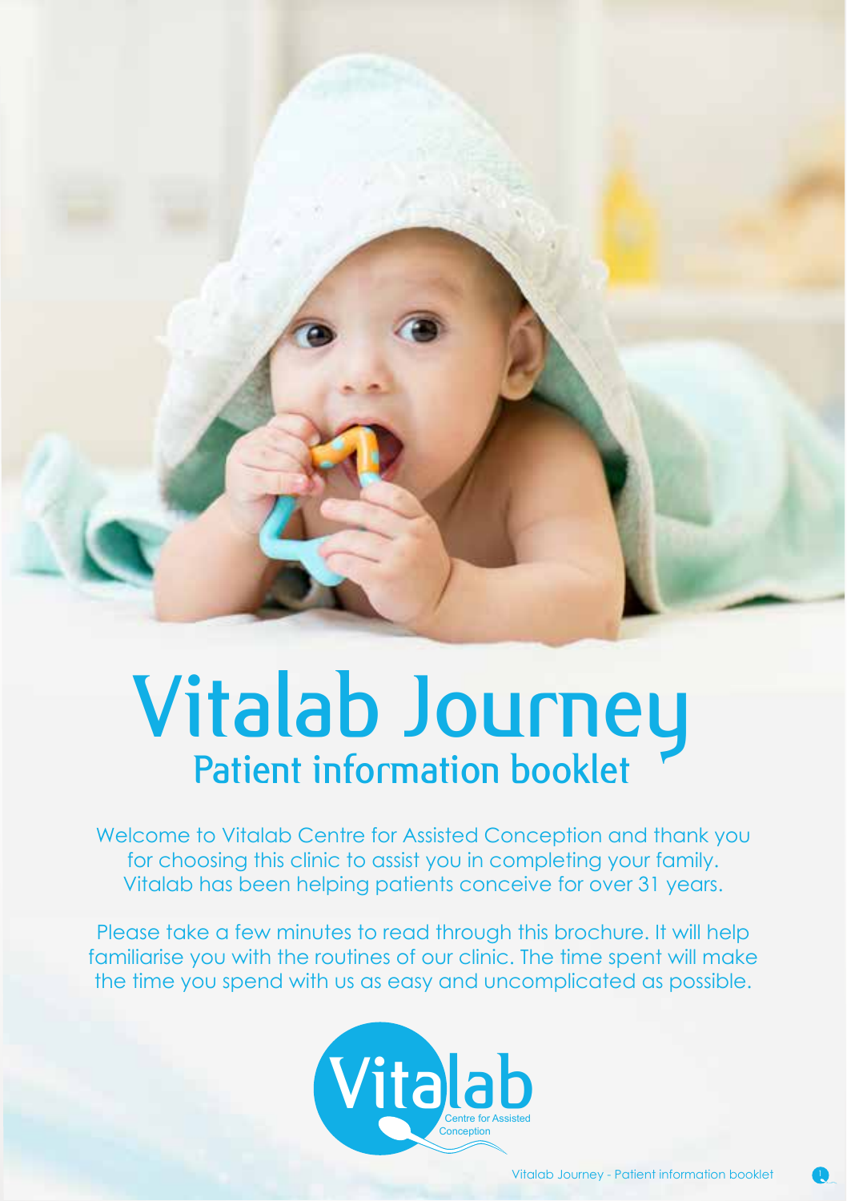# Vitalab Journey

## Patient information booklet

Welcome to Vitalab Centre for Assisted Conception and thank you for choosing this clinic to assist you in completing your family. Vitalab has been helping patients conceive for over 31 years.

Please take a few minutes to read through this brochure. It will help familiarise you with the routines of our clinic. The time spent will make the time you spend with us as easy and uncomplicated as possible.

Vitalab
Centre for Assisted Conception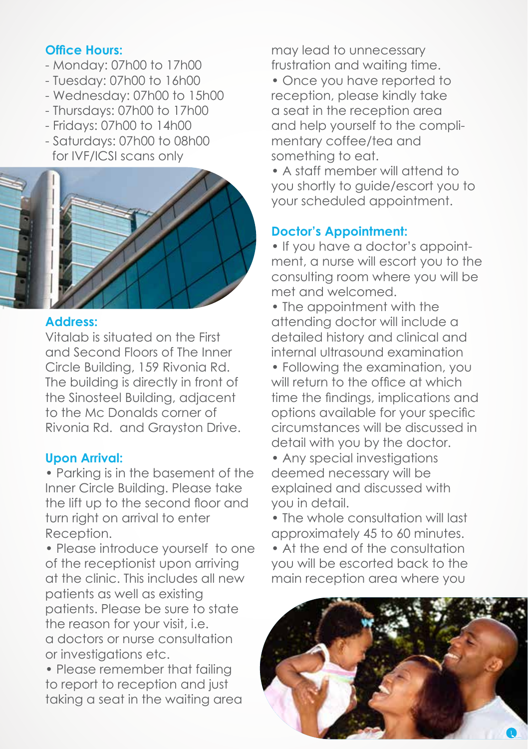### Office Hours:

- Monday: 07h00 to 17h00
- Tuesday: 07h00 to 16h00
- Wednesday: 07h00 to 15h00
- Thursdays: 07h00 to 17h00
- Fridays: 07h00 to 14h00
- Saturdays: 07h00 to 08h00 for IVF/ICSI scans only

### Address:

Vitalab is situated on the First and Second Floors of The Inner Circle Building, 159 Rivonia Rd. The building is directly in front of the Sinosteel Building, adjacent to the Mc Donalds corner of Rivonia Rd. and Grayston Drive.

### Upon Arrival:

- Parking is in the basement of the Inner Circle Building. Please take the lift up to the second floor and turn right on arrival to enter Reception.
- Please introduce yourself to one of the receptionist upon arriving at the clinic. This includes all new patients as well as existing patients. Please be sure to state the reason for your visit, i.e. a doctors or nurse consultation or investigations etc.
- Please remember that failing to report to reception and just taking a seat in the waiting area may lead to unnecessary frustration and waiting time.
- Once you have reported to reception, please kindly take a seat in the reception area and help yourself to the complimentary coffee/tea and something to eat.
- A staff member will attend to you shortly to guide/escort you to your scheduled appointment.

### Doctor's Appointment:

- If you have a doctor's appointment, a nurse will escort you to the consulting room where you will be met and welcomed.
- The appointment with the attending doctor will include a detailed history and clinical and internal ultrasound examination
- Following the examination, you will return to the office at which time the findings, implications and options available for your specific circumstances will be discussed in detail with you by the doctor.
- Any special investigations deemed necessary will be explained and discussed with you in detail.
- The whole consultation will last approximately 45 to 60 minutes.
- At the end of the consultation you will be escorted back to the main reception area where you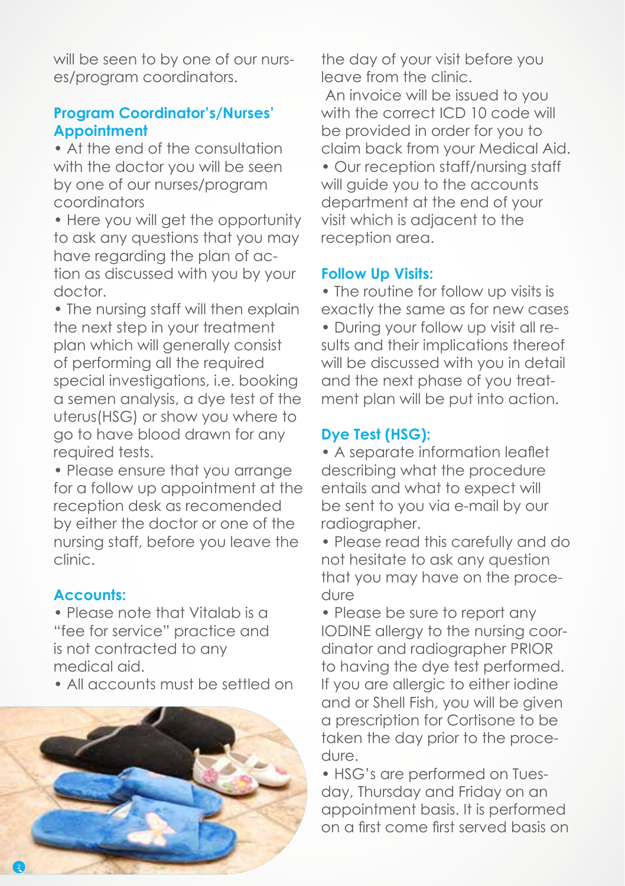will be seen to by one of our nurses/program coordinators.

### Program Coordinator's/Nurses' Appointment

- At the end of the consultation with the doctor you will be seen by one of our nurses/program coordinators
- Here you will get the opportunity to ask any questions that you may have regarding the plan of action as discussed with you by your doctor.
- The nursing staff will then explain the next step in your treatment plan which will generally consist of performing all the required special investigations, i.e. booking a semen analysis, a dye test of the uterus(HSG) or show you where to go to have blood drawn for any required tests.
- Please ensure that you arrange for a follow up appointment at the reception desk as recomended by either the doctor or one of the nursing staff, before you leave the clinic.

### Accounts:

- Please note that Vitalab is a "fee for service" practice and is not contracted to any medical aid.
- All accounts must be settled on the day of your visit before you leave from the clinic.

An invoice will be issued to you with the correct ICD 10 code will be provided in order for you to claim back from your Medical Aid.

- Our reception staff/nursing staff will guide you to the accounts department at the end of your visit which is adjacent to the reception area.

### Follow Up Visits:

- The routine for follow up visits is exactly the same as for new cases
- During your follow up visit all results and their implications thereof will be discussed with you in detail and the next phase of you treatment plan will be put into action.

### Dye Test (HSG):

- A separate information leaflet describing what the procedure entails and what to expect will be sent to you via e-mail by our radiographer.
- Please read this carefully and do not hesitate to ask any question that you may have on the procedure
- Please be sure to report any IODINE allergy to the nursing coordinator and radiographer PRIOR to having the dye test performed. If you are allergic to either iodine and or Shell Fish, you will be given a prescription for Cortisone to be taken the day prior to the procedure.
- HSG's are performed on Tuesday, Thursday and Friday on an appointment basis. It is performed on a first come first served basis on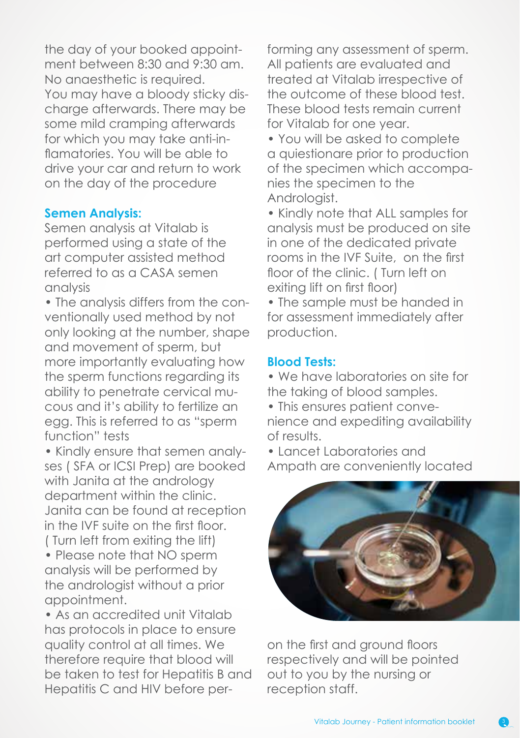the day of your booked appointment between 8:30 and 9:30 am. No anaesthetic is required. You may have a bloody sticky discharge afterwards. There may be some mild cramping afterwards for which you may take anti-inflamatories. You will be able to drive your car and return to work on the day of the procedure

### Semen Analysis:

Semen analysis at Vitalab is performed using a state of the art computer assisted method referred to as a CASA semen analysis

- The analysis differs from the conventionally used method by not only looking at the number, shape and movement of sperm, but more importantly evaluating how the sperm functions regarding its ability to penetrate cervical mucous and it's ability to fertilize an egg. This is referred to as "sperm function" tests
- Kindly ensure that semen analyses ( SFA or ICSI Prep) are booked with Janita at the andrology department within the clinic. Janita can be found at reception in the IVF suite on the first floor. ( Turn left from exiting the lift)
- Please note that NO sperm analysis will be performed by the andrologist without a prior appointment.
- As an accredited unit Vitalab has protocols in place to ensure quality control at all times. We therefore require that blood will be taken to test for Hepatitis B and Hepatitis C and HIV before performing any assessment of sperm. All patients are evaluated and treated at Vitalab irrespective of the outcome of these blood test. These blood tests remain current for Vitalab for one year.
- You will be asked to complete a quiestionare prior to production of the specimen which accompanies the specimen to the Andrologist.
- Kindly note that ALL samples for analysis must be produced on site in one of the dedicated private rooms in the IVF Suite, on the first floor of the clinic. ( Turn left on exiting lift on first floor)
- The sample must be handed in for assessment immediately after production.

### Blood Tests:

- We have laboratories on site for the taking of blood samples.
- This ensures patient convenience and expediting availability of results.
- Lancet Laboratories and Ampath are conveniently located on the first and ground floors respectively and will be pointed out to you by the nursing or reception staff.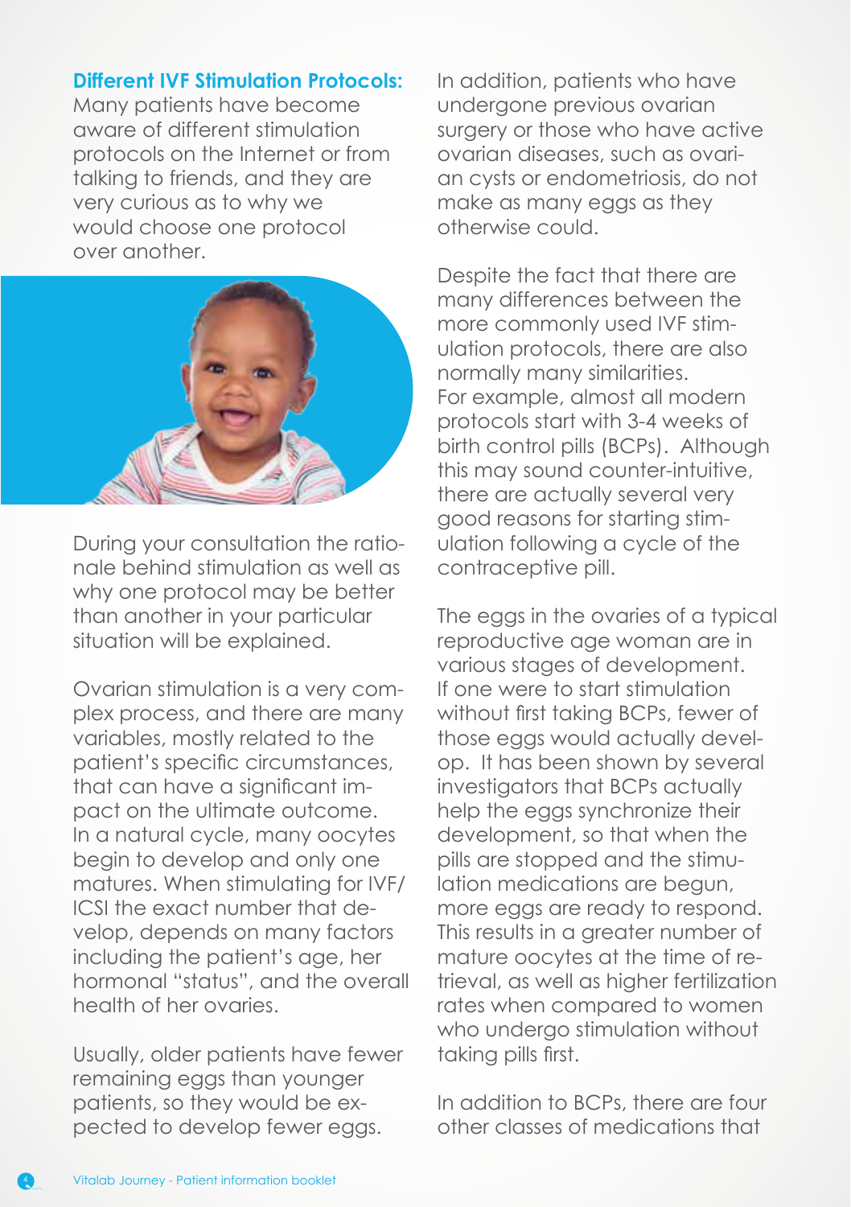## Different IVF Stimulation Protocols:

Many patients have become aware of different stimulation protocols on the Internet or from talking to friends, and they are very curious as to why we would choose one protocol over another.

During your consultation the rationale behind stimulation as well as why one protocol may be better than another in your particular situation will be explained.

Ovarian stimulation is a very complex process, and there are many variables, mostly related to the patient's specific circumstances, that can have a significant impact on the ultimate outcome. In a natural cycle, many oocytes begin to develop and only one matures. When stimulating for IVF/ICSI the exact number that develop, depends on many factors including the patient's age, her hormonal "status", and the overall health of her ovaries.

Usually, older patients have fewer remaining eggs than younger patients, so they would be expected to develop fewer eggs. In addition, patients who have undergone previous ovarian surgery or those who have active ovarian diseases, such as ovarian cysts or endometriosis, do not make as many eggs as they otherwise could.

Despite the fact that there are many differences between the more commonly used IVF stimulation protocols, there are also normally many similarities. For example, almost all modern protocols start with 3-4 weeks of birth control pills (BCPs). Although this may sound counter-intuitive, there are actually several very good reasons for starting stimulation following a cycle of the contraceptive pill.

The eggs in the ovaries of a typical reproductive age woman are in various stages of development. If one were to start stimulation without first taking BCPs, fewer of those eggs would actually develop. It has been shown by several investigators that BCPs actually help the eggs synchronize their development, so that when the pills are stopped and the stimulation medications are begun, more eggs are ready to respond. This results in a greater number of mature oocytes at the time of retrieval, as well as higher fertilization rates when compared to women who undergo stimulation without taking pills first.

In addition to BCPs, there are four other classes of medications that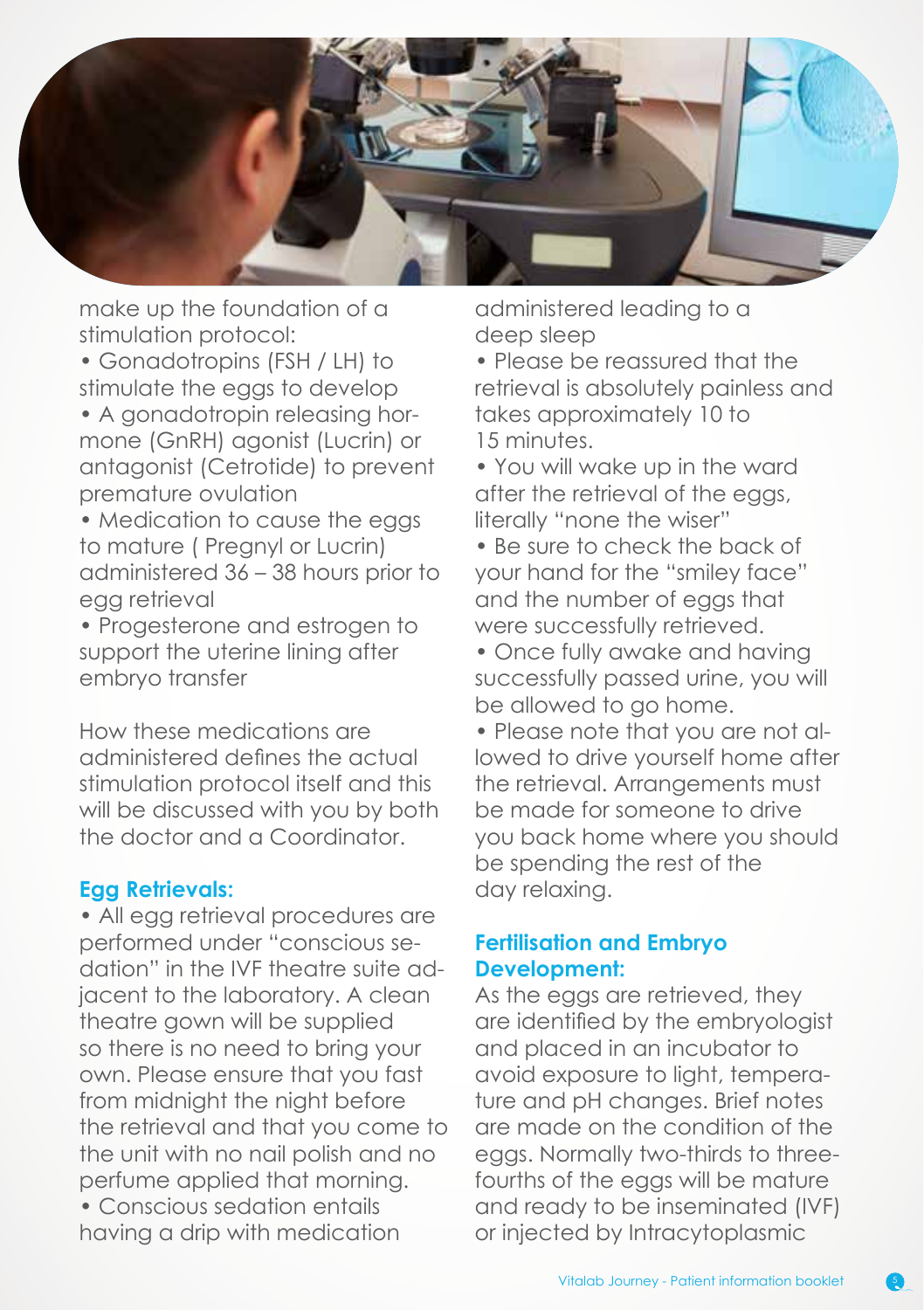make up the foundation of a stimulation protocol:

- Gonadotropins (FSH / LH) to stimulate the eggs to develop
- A gonadotropin releasing hormone (GnRH) agonist (Lucrin) or antagonist (Cetrotide) to prevent premature ovulation
- Medication to cause the eggs to mature ( Pregnyl or Lucrin) administered 36 – 38 hours prior to egg retrieval
- Progesterone and estrogen to support the uterine lining after embryo transfer

How these medications are administered defines the actual stimulation protocol itself and this will be discussed with you by both the doctor and a Coordinator.

## Egg Retrievals:

- All egg retrieval procedures are performed under "conscious sedation" in the IVF theatre suite adjacent to the laboratory. A clean theatre gown will be supplied so there is no need to bring your own. Please ensure that you fast from midnight the night before the retrieval and that you come to the unit with no nail polish and no perfume applied that morning.
- Conscious sedation entails having a drip with medication administered leading to a deep sleep
- Please be reassured that the retrieval is absolutely painless and takes approximately 10 to 15 minutes.
- You will wake up in the ward after the retrieval of the eggs, literally "none the wiser"
- Be sure to check the back of your hand for the "smiley face" and the number of eggs that were successfully retrieved.
- Once fully awake and having successfully passed urine, you will be allowed to go home.
- Please note that you are not allowed to drive yourself home after the retrieval. Arrangements must be made for someone to drive you back home where you should be spending the rest of the day relaxing.

## Fertilisation and Embryo Development:

As the eggs are retrieved, they are identified by the embryologist and placed in an incubator to avoid exposure to light, temperature and pH changes. Brief notes are made on the condition of the eggs. Normally two-thirds to three-fourths of the eggs will be mature and ready to be inseminated (IVF) or injected by Intracytoplasmic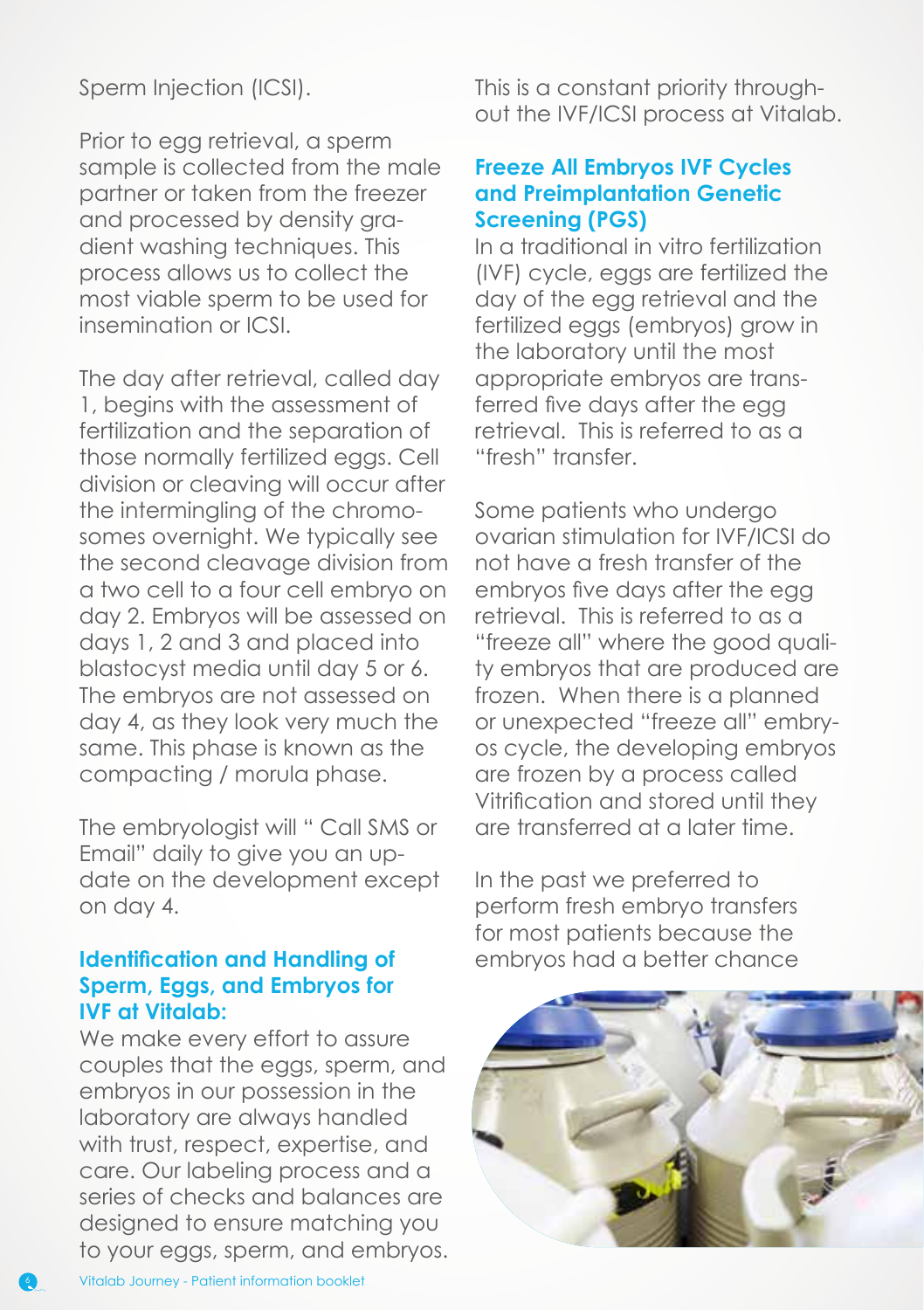Sperm Injection (ICSI).

Prior to egg retrieval, a sperm sample is collected from the male partner or taken from the freezer and processed by density gradient washing techniques. This process allows us to collect the most viable sperm to be used for insemination or ICSI.

The day after retrieval, called day 1, begins with the assessment of fertilization and the separation of those normally fertilized eggs. Cell division or cleaving will occur after the intermingling of the chromosomes overnight. We typically see the second cleavage division from a two cell to a four cell embryo on day 2. Embryos will be assessed on days 1, 2 and 3 and placed into blastocyst media until day 5 or 6. The embryos are not assessed on day 4, as they look very much the same. This phase is known as the compacting / morula phase.

The embryologist will " Call SMS or Email" daily to give you an update on the development except on day 4.

### Identification and Handling of Sperm, Eggs, and Embryos for IVF at Vitalab:

We make every effort to assure couples that the eggs, sperm, and embryos in our possession in the laboratory are always handled with trust, respect, expertise, and care. Our labeling process and a series of checks and balances are designed to ensure matching you to your eggs, sperm, and embryos. This is a constant priority throughout the IVF/ICSI process at Vitalab.

### Freeze All Embryos IVF Cycles and Preimplantation Genetic Screening (PGS)

In a traditional in vitro fertilization (IVF) cycle, eggs are fertilized the day of the egg retrieval and the fertilized eggs (embryos) grow in the laboratory until the most appropriate embryos are transferred five days after the egg retrieval. This is referred to as a "fresh" transfer.

Some patients who undergo ovarian stimulation for IVF/ICSI do not have a fresh transfer of the embryos five days after the egg retrieval. This is referred to as a "freeze all" where the good quality embryos that are produced are frozen. When there is a planned or unexpected "freeze all" embryos cycle, the developing embryos are frozen by a process called Vitrification and stored until they are transferred at a later time.

In the past we preferred to perform fresh embryo transfers for most patients because the embryos had a better chance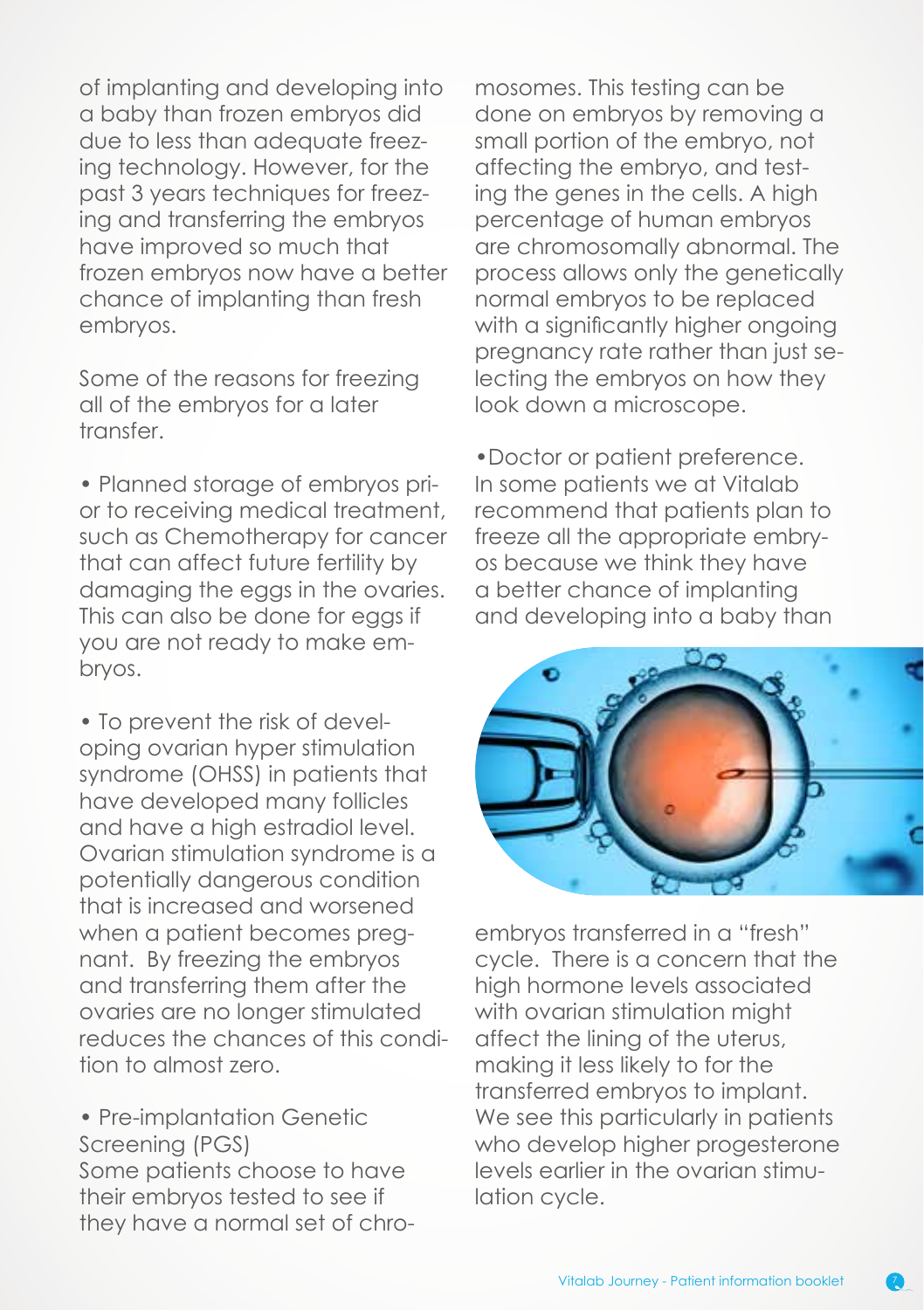of implanting and developing into a baby than frozen embryos did due to less than adequate freezing technology. However, for the past 3 years techniques for freezing and transferring the embryos have improved so much that frozen embryos now have a better chance of implanting than fresh embryos.

Some of the reasons for freezing all of the embryos for a later transfer.

- Planned storage of embryos prior to receiving medical treatment, such as Chemotherapy for cancer that can affect future fertility by damaging the eggs in the ovaries. This can also be done for eggs if you are not ready to make embryos.

- To prevent the risk of developing ovarian hyper stimulation syndrome (OHSS) in patients that have developed many follicles and have a high estradiol level. Ovarian stimulation syndrome is a potentially dangerous condition that is increased and worsened when a patient becomes pregnant. By freezing the embryos and transferring them after the ovaries are no longer stimulated reduces the chances of this condition to almost zero.

- Pre-implantation Genetic Screening (PGS)
Some patients choose to have their embryos tested to see if they have a normal set of chromosomes. This testing can be done on embryos by removing a small portion of the embryo, not affecting the embryo, and testing the genes in the cells. A high percentage of human embryos are chromosomally abnormal. The process allows only the genetically normal embryos to be replaced with a significantly higher ongoing pregnancy rate rather than just selecting the embryos on how they look down a microscope.

- Doctor or patient preference. In some patients we at Vitalab recommend that patients plan to freeze all the appropriate embryos because we think they have a better chance of implanting and developing into a baby than embryos transferred in a "fresh" cycle. There is a concern that the high hormone levels associated with ovarian stimulation might affect the lining of the uterus, making it less likely to for the transferred embryos to implant. We see this particularly in patients who develop higher progesterone levels earlier in the ovarian stimulation cycle.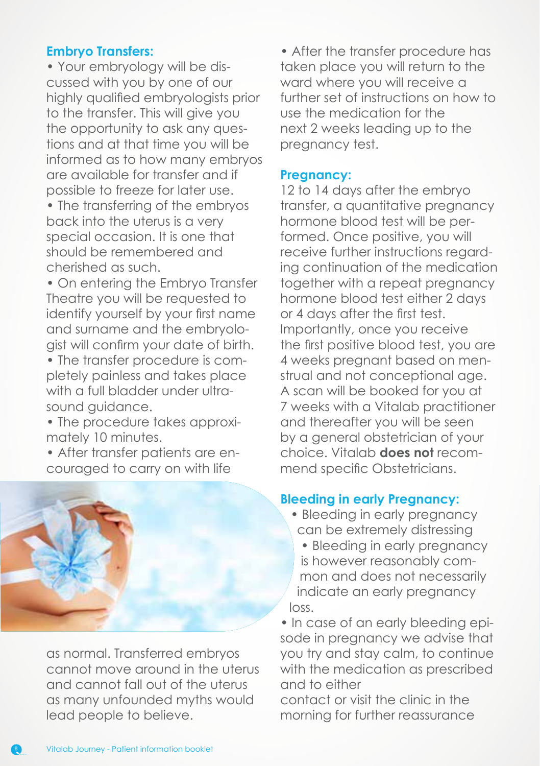### Embryo Transfers:

- Your embryology will be discussed with you by one of our highly qualified embryologists prior to the transfer. This will give you the opportunity to ask any questions and at that time you will be informed as to how many embryos are available for transfer and if possible to freeze for later use.
- The transferring of the embryos back into the uterus is a very special occasion. It is one that should be remembered and cherished as such.
- On entering the Embryo Transfer Theatre you will be requested to identify yourself by your first name and surname and the embryologist will confirm your date of birth.
- The transfer procedure is completely painless and takes place with a full bladder under ultrasound guidance.
- The procedure takes approximately 10 minutes.
- After transfer patients are encouraged to carry on with life as normal. Transferred embryos cannot move around in the uterus and cannot fall out of the uterus as many unfounded myths would lead people to believe.
- After the transfer procedure has taken place you will return to the ward where you will receive a further set of instructions on how to use the medication for the next 2 weeks leading up to the pregnancy test.

### Pregnancy:

12 to 14 days after the embryo transfer, a quantitative pregnancy hormone blood test will be performed. Once positive, you will receive further instructions regarding continuation of the medication together with a repeat pregnancy hormone blood test either 2 days or 4 days after the first test. Importantly, once you receive the first positive blood test, you are 4 weeks pregnant based on menstrual and not conceptional age. A scan will be booked for you at 7 weeks with a Vitalab practitioner and thereafter you will be seen by a general obstetrician of your choice. Vitalab **does not** recommend specific Obstetricians.

### Bleeding in early Pregnancy:

- Bleeding in early pregnancy can be extremely distressing
- Bleeding in early pregnancy is however reasonably common and does not necessarily indicate an early pregnancy loss.
- In case of an early bleeding episode in pregnancy we advise that you try and stay calm, to continue with the medication as prescribed and to either contact or visit the clinic in the morning for further reassurance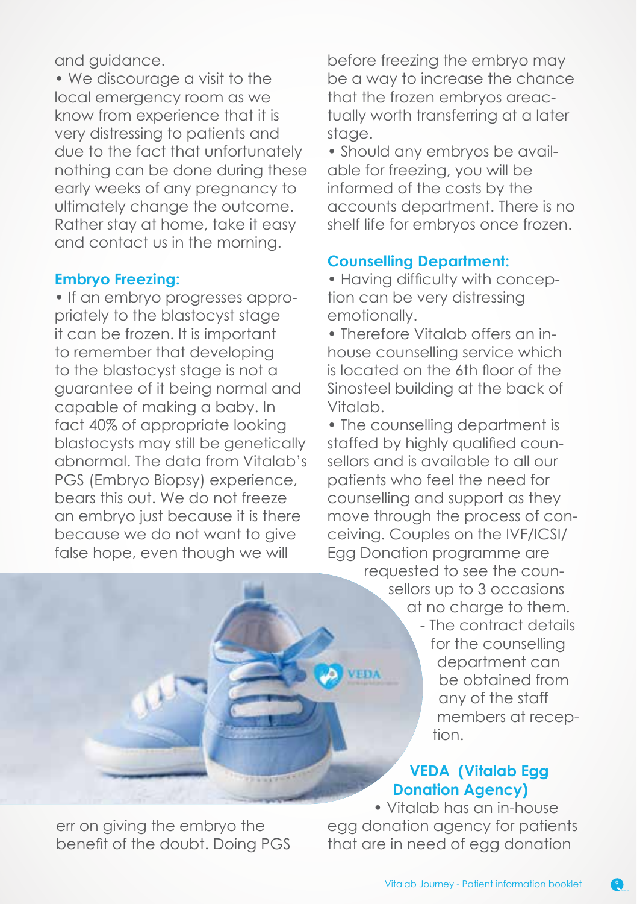and guidance.

- We discourage a visit to the local emergency room as we know from experience that it is very distressing to patients and due to the fact that unfortunately nothing can be done during these early weeks of any pregnancy to ultimately change the outcome. Rather stay at home, take it easy and contact us in the morning.

## Embryo Freezing:

- If an embryo progresses appropriately to the blastocyst stage it can be frozen. It is important to remember that developing to the blastocyst stage is not a guarantee of it being normal and capable of making a baby. In fact 40% of appropriate looking blastocysts may still be genetically abnormal. The data from Vitalab's PGS (Embryo Biopsy) experience, bears this out. We do not freeze an embryo just because it is there because we do not want to give false hope, even though we will err on giving the embryo the benefit of the doubt. Doing PGS before freezing the embryo may be a way to increase the chance that the frozen embryos areactually worth transferring at a later stage.
- Should any embryos be available for freezing, you will be informed of the costs by the accounts department. There is no shelf life for embryos once frozen.

## Counselling Department:

- Having difficulty with conception can be very distressing emotionally.
- Therefore Vitalab offers an in-house counselling service which is located on the 6th floor of the Sinosteel building at the back of Vitalab.
- The counselling department is staffed by highly qualified counsellors and is available to all our patients who feel the need for counselling and support as they move through the process of conceiving. Couples on the IVF/ICSI/Egg Donation programme are requested to see the counsellors up to 3 occasions at no charge to them.
  - The contract details for the counselling department can be obtained from any of the staff members at reception.

## VEDA (Vitalab Egg Donation Agency)

- Vitalab has an in-house egg donation agency for patients that are in need of egg donation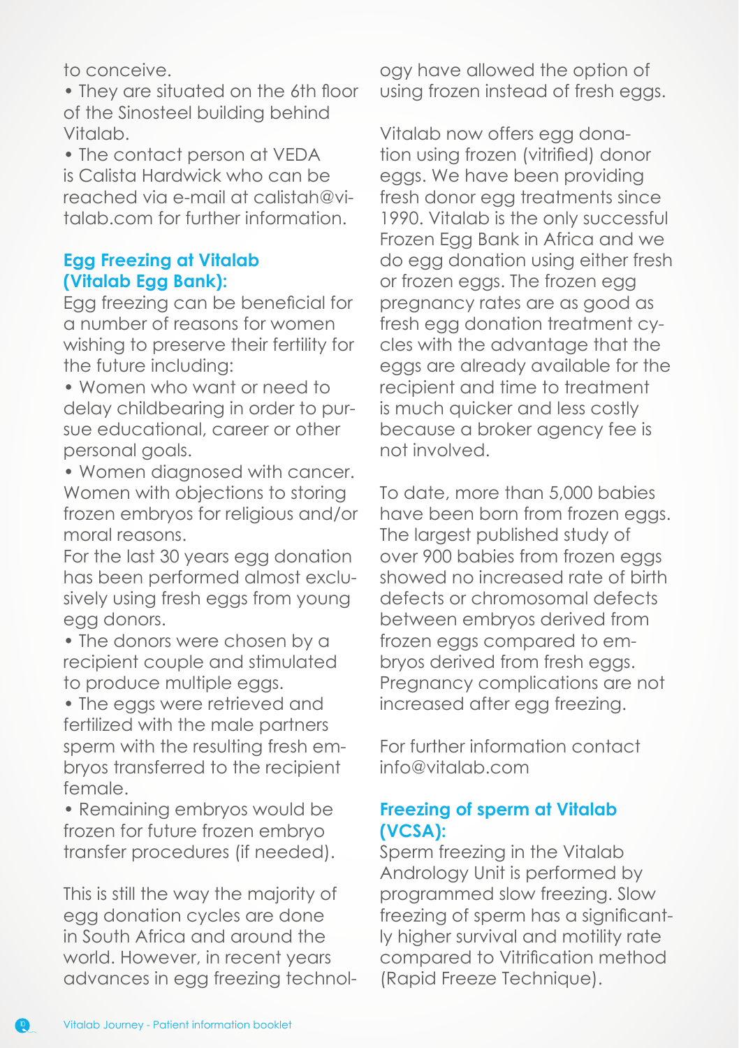to conceive.

- They are situated on the 6th floor of the Sinosteel building behind Vitalab.
- The contact person at VEDA is Calista Hardwick who can be reached via e-mail at calistah@vitalab.com for further information.

### Egg Freezing at Vitalab (Vitalab Egg Bank):

Egg freezing can be beneficial for a number of reasons for women wishing to preserve their fertility for the future including:

- Women who want or need to delay childbearing in order to pursue educational, career or other personal goals.
- Women diagnosed with cancer. Women with objections to storing frozen embryos for religious and/or moral reasons.

For the last 30 years egg donation has been performed almost exclusively using fresh eggs from young egg donors.

- The donors were chosen by a recipient couple and stimulated to produce multiple eggs.
- The eggs were retrieved and fertilized with the male partners sperm with the resulting fresh embryos transferred to the recipient female.
- Remaining embryos would be frozen for future frozen embryo transfer procedures (if needed).

This is still the way the majority of egg donation cycles are done in South Africa and around the world. However, in recent years advances in egg freezing technology have allowed the option of using frozen instead of fresh eggs.

Vitalab now offers egg donation using frozen (vitrified) donor eggs. We have been providing fresh donor egg treatments since 1990. Vitalab is the only successful Frozen Egg Bank in Africa and we do egg donation using either fresh or frozen eggs. The frozen egg pregnancy rates are as good as fresh egg donation treatment cycles with the advantage that the eggs are already available for the recipient and time to treatment is much quicker and less costly because a broker agency fee is not involved.

To date, more than 5,000 babies have been born from frozen eggs. The largest published study of over 900 babies from frozen eggs showed no increased rate of birth defects or chromosomal defects between embryos derived from frozen eggs compared to embryos derived from fresh eggs. Pregnancy complications are not increased after egg freezing.

For further information contact info@vitalab.com

### Freezing of sperm at Vitalab (VCSA):

Sperm freezing in the Vitalab Andrology Unit is performed by programmed slow freezing. Slow freezing of sperm has a significantly higher survival and motility rate compared to Vitrification method (Rapid Freeze Technique).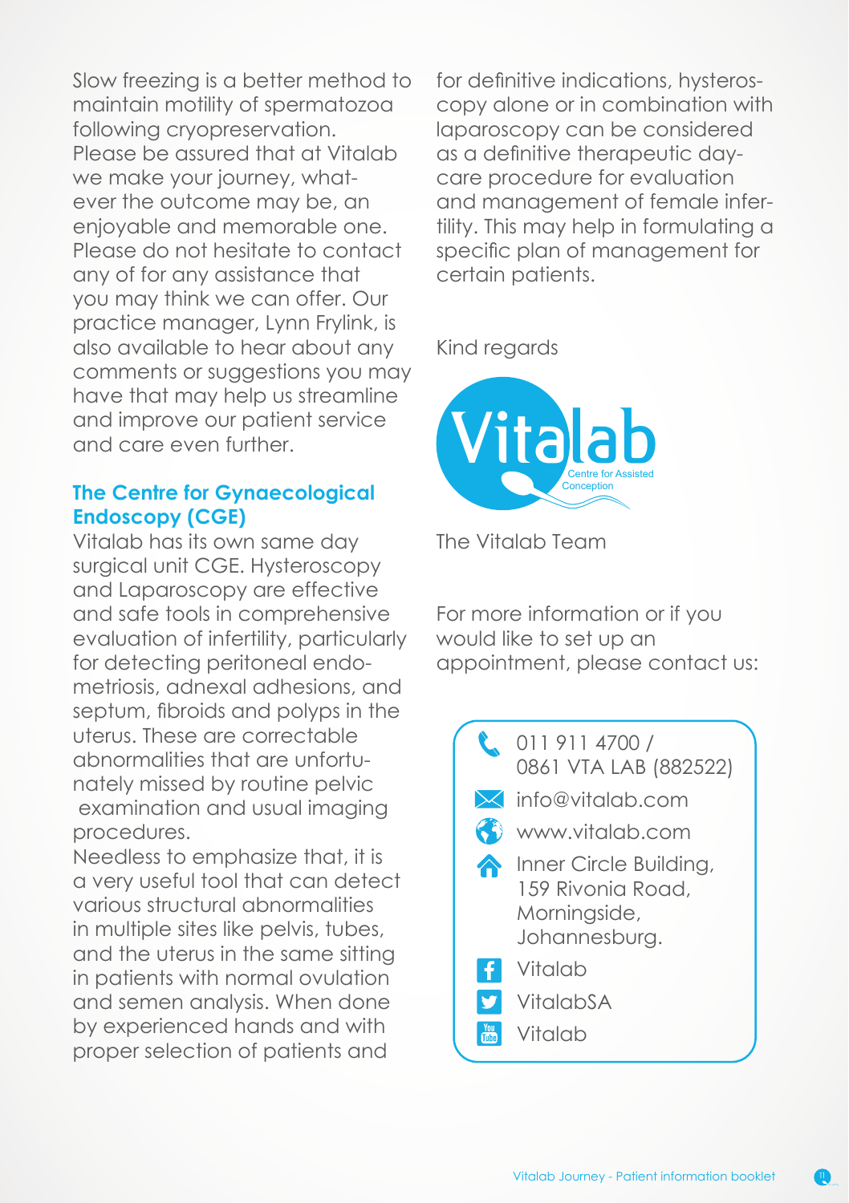Slow freezing is a better method to maintain motility of spermatozoa following cryopreservation.
Please be assured that at Vitalab we make your journey, whatever the outcome may be, an enjoyable and memorable one. Please do not hesitate to contact any of for any assistance that you may think we can offer. Our practice manager, Lynn Frylink, is also available to hear about any comments or suggestions you may have that may help us streamline and improve our patient service and care even further.

## The Centre for Gynaecological Endoscopy (CGE)

Vitalab has its own same day surgical unit CGE. Hysteroscopy and Laparoscopy are effective and safe tools in comprehensive evaluation of infertility, particularly for detecting peritoneal endometriosis, adnexal adhesions, and septum, fibroids and polyps in the uterus. These are correctable abnormalities that are unfortunately missed by routine pelvic examination and usual imaging procedures.
Needless to emphasize that, it is a very useful tool that can detect various structural abnormalities in multiple sites like pelvis, tubes, and the uterus in the same sitting in patients with normal ovulation and semen analysis. When done by experienced hands and with proper selection of patients and for definitive indications, hysteroscopy alone or in combination with laparoscopy can be considered as a definitive therapeutic day-care procedure for evaluation and management of female infertility. This may help in formulating a specific plan of management for certain patients.

Kind regards

Vitalab
Centre for Assisted Conception

The Vitalab Team

For more information or if you would like to set up an appointment, please contact us:

- 011 911 4700 / 0861 VTA LAB (882522)
- info@vitalab.com
- www.vitalab.com
- Inner Circle Building, 159 Rivonia Road, Morningside, Johannesburg.
- Vitalab
- VitalabSA
- Vitalab